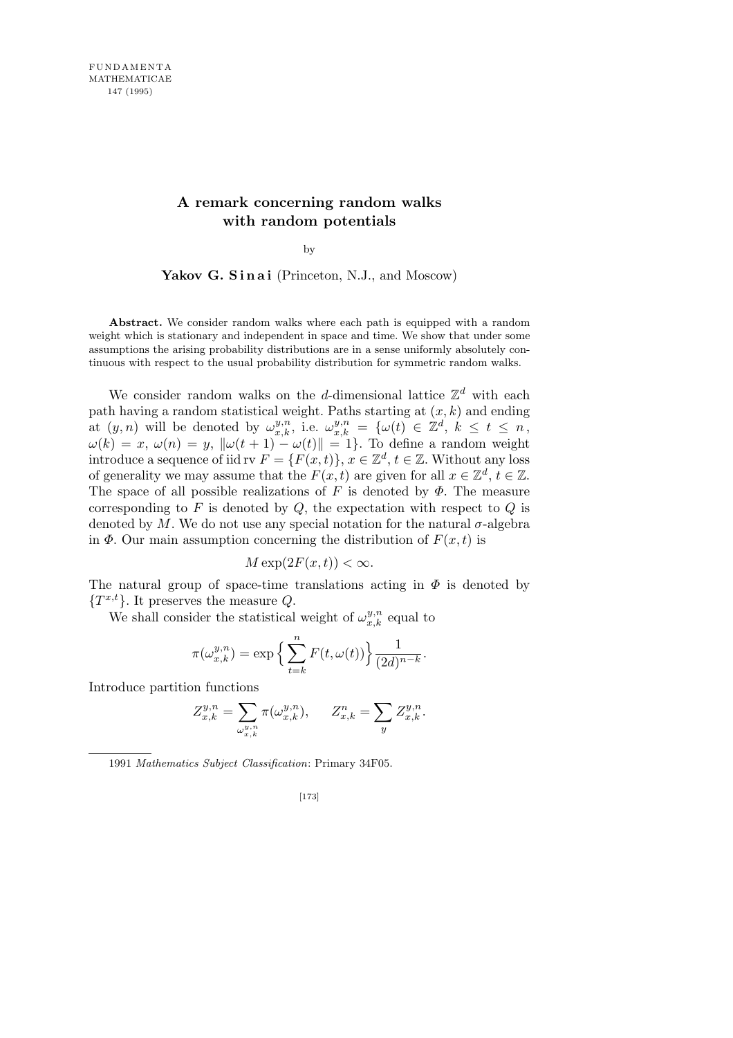# A remark concerning random walks with random potentials

by

**Yakov G. Sinai** (Princeton, N.J., and Moscow)

**Abstract.** We consider random walks where each path is equipped with a random weight which is stationary and independent in space and time. We show that under some assumptions the arising probability distributions are in a sense uniformly absolutely continuous with respect to the usual probability distribution for symmetric random walks.

We consider random walks on the $d$-dimensional lattice $\mathbb{Z}^d$ with each path having a random statistical weight. Paths starting at $(x, k)$ and ending at $(y, n)$ will be denoted by $\omega_{x,k}^{y,n}$, i.e. $\omega_{x,k}^{y,n} = \{\omega(t) \in \mathbb{Z}^d,\ k \le t \le n,\ \omega(k) = x,\ \omega(n) = y,\ \|\omega(t+1) - \omega(t)\| = 1\}$. To define a random weight introduce a sequence of iid rv $F = \{F(x,t)\}$, $x \in \mathbb{Z}^d$, $t \in \mathbb{Z}$. Without any loss of generality we may assume that the $F(x,t)$ are given for all $x \in \mathbb{Z}^d$, $t \in \mathbb{Z}$. The space of all possible realizations of $F$ is denoted by $\Phi$. The measure corresponding to $F$ is denoted by $Q$, the expectation with respect to $Q$ is denoted by $M$. We do not use any special notation for the natural $\sigma$-algebra in $\Phi$. Our main assumption concerning the distribution of $F(x,t)$ is

$$M \exp(2F(x,t)) < \infty.$$

The natural group of space-time translations acting in $\Phi$ is denoted by $\{T^{x,t}\}$. It preserves the measure $Q$.

We shall consider the statistical weight of $\omega_{x,k}^{y,n}$ equal to

$$\pi(\omega_{x,k}^{y,n}) = \exp\Big\{\sum_{t=k}^{n} F(t, \omega(t))\Big\} \frac{1}{(2d)^{n-k}}.$$

Introduce partition functions

$$Z_{x,k}^{y,n} = \sum_{\omega_{x,k}^{y,n}} \pi(\omega_{x,k}^{y,n}), \qquad Z_{x,k}^{n} = \sum_{y} Z_{x,k}^{y,n}.$$

1991 *Mathematics Subject Classification*: Primary 34F05.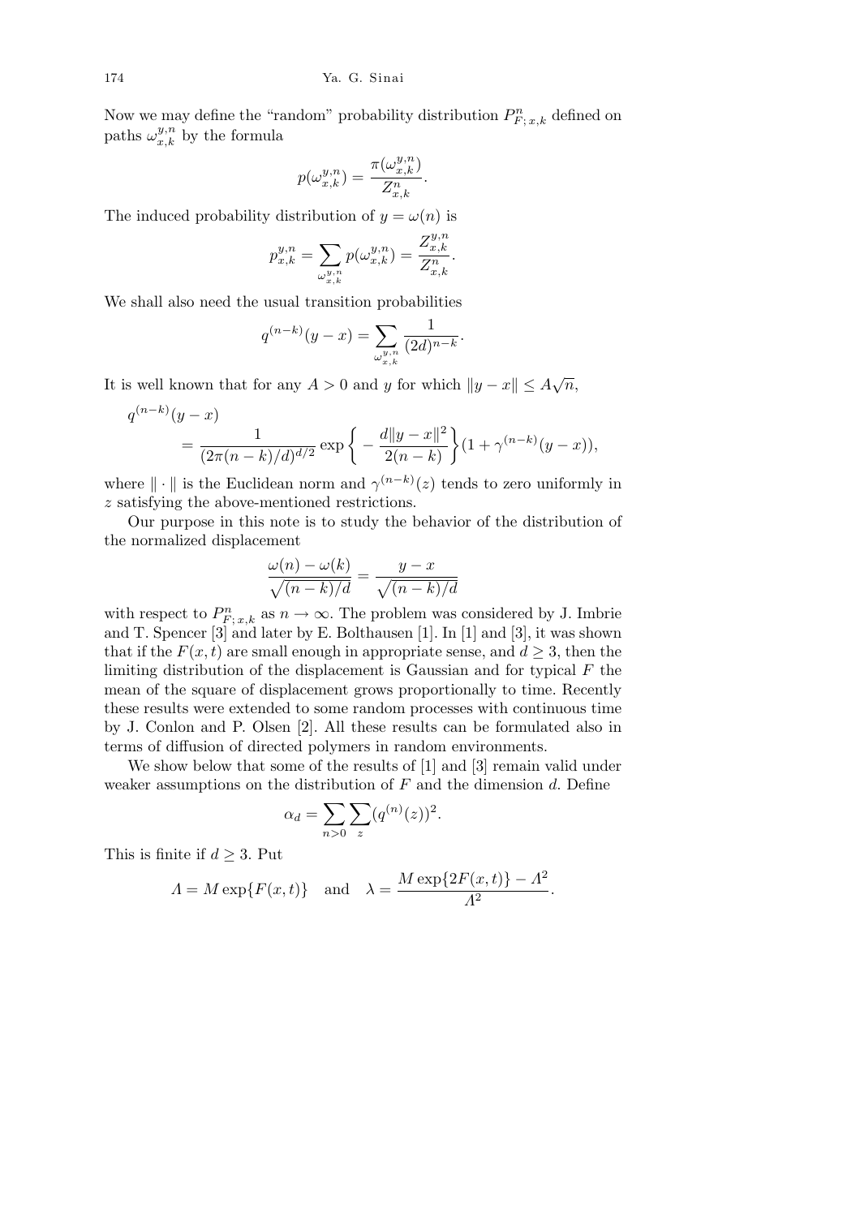Now we may define the "random" probability distribution $P^n_{F;\,x,k}$ defined on paths $\omega^{y,n}_{x,k}$ by the formula

$$p(\omega^{y,n}_{x,k}) = \frac{\pi(\omega^{y,n}_{x,k})}{Z^n_{x,k}}.$$

The induced probability distribution of $y = \omega(n)$ is

$$p^{y,n}_{x,k} = \sum_{\omega^{y,n}_{x,k}} p(\omega^{y,n}_{x,k}) = \frac{Z^{y,n}_{x,k}}{Z^n_{x,k}}.$$

We shall also need the usual transition probabilities

$$q^{(n-k)}(y-x) = \sum_{\omega^{y,n}_{x,k}} \frac{1}{(2d)^{n-k}}.$$

It is well known that for any $A > 0$ and $y$ for which $\|y - x\| \le A\sqrt{n}$,

$$q^{(n-k)}(y-x) = \frac{1}{(2\pi(n-k)/d)^{d/2}} \exp\left\{-\frac{d\|y-x\|^2}{2(n-k)}\right\}(1 + \gamma^{(n-k)}(y-x)),$$

where $\|\cdot\|$ is the Euclidean norm and $\gamma^{(n-k)}(z)$ tends to zero uniformly in $z$ satisfying the above-mentioned restrictions.

Our purpose in this note is to study the behavior of the distribution of the normalized displacement

$$\frac{\omega(n) - \omega(k)}{\sqrt{(n-k)/d}} = \frac{y-x}{\sqrt{(n-k)/d}}$$

with respect to $P^n_{F;\,x,k}$ as $n \to \infty$. The problem was considered by J. Imbrie and T. Spencer [3] and later by E. Bolthausen [1]. In [1] and [3], it was shown that if the $F(x,t)$ are small enough in appropriate sense, and $d \ge 3$, then the limiting distribution of the displacement is Gaussian and for typical $F$ the mean of the square of displacement grows proportionally to time. Recently these results were extended to some random processes with continuous time by J. Conlon and P. Olsen [2]. All these results can be formulated also in terms of diffusion of directed polymers in random environments.

We show below that some of the results of [1] and [3] remain valid under weaker assumptions on the distribution of $F$ and the dimension $d$. Define

$$\alpha_d = \sum_{n>0} \sum_z (q^{(n)}(z))^2.$$

This is finite if $d \ge 3$. Put

$$\Lambda = M\exp\{F(x,t)\} \quad \text{and} \quad \lambda = \frac{M\exp\{2F(x,t)\} - \Lambda^2}{\Lambda^2}.$$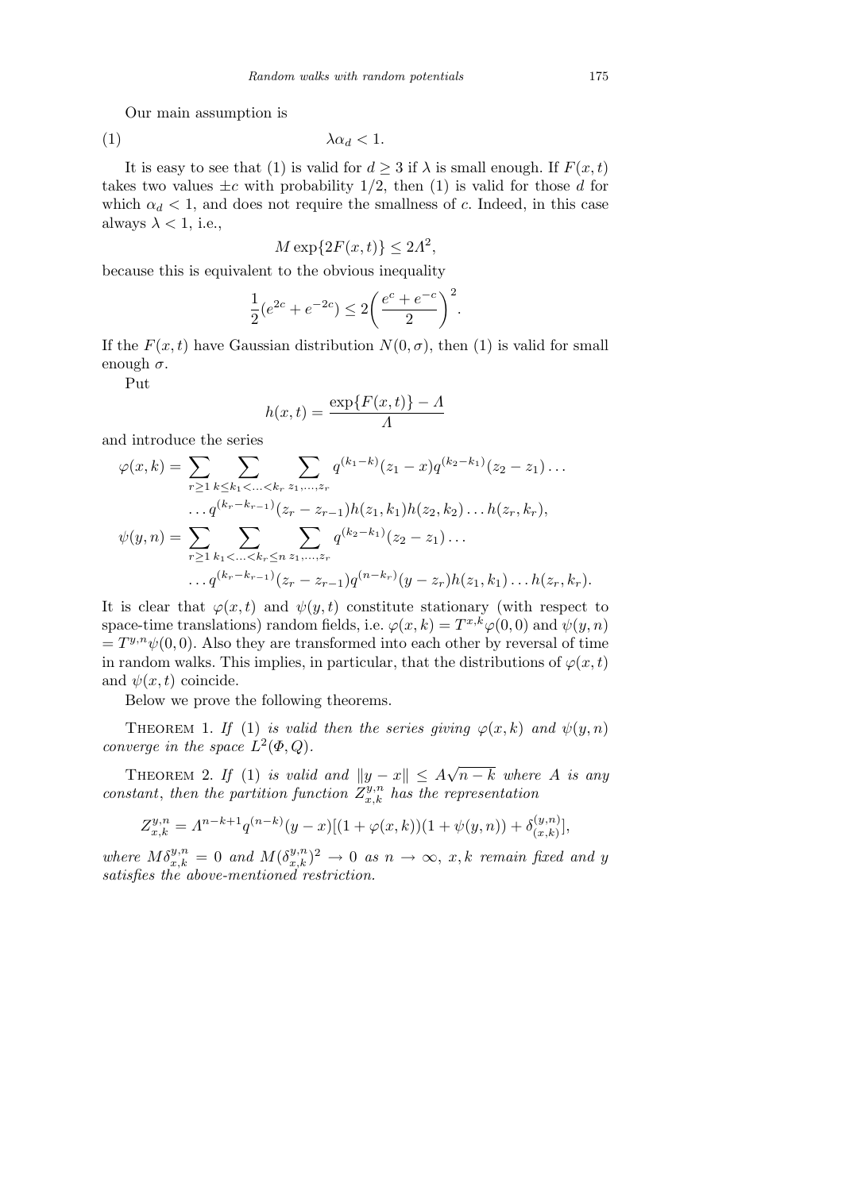Our main assumption is

$$\lambda\alpha_d < 1. \tag{1}$$

It is easy to see that (1) is valid for $d \geq 3$ if $\lambda$ is small enough. If $F(x,t)$ takes two values $\pm c$ with probability $1/2$, then (1) is valid for those $d$ for which $\alpha_d < 1$, and does not require the smallness of $c$. Indeed, in this case always $\lambda < 1$, i.e.,

$$M\exp\{2F(x,t)\} \leq 2\Lambda^2,$$

because this is equivalent to the obvious inequality

$$\frac{1}{2}(e^{2c} + e^{-2c}) \leq 2\left(\frac{e^c + e^{-c}}{2}\right)^2.$$

If the $F(x,t)$ have Gaussian distribution $N(0,\sigma)$, then (1) is valid for small enough $\sigma$.

Put

$$h(x,t) = \frac{\exp\{F(x,t)\} - \Lambda}{\Lambda}$$

and introduce the series

$$\begin{aligned}
\varphi(x,k) = \sum_{r\geq 1} \sum_{k\leq k_1 < \ldots < k_r} \sum_{z_1,\ldots,z_r} & q^{(k_1-k)}(z_1 - x)q^{(k_2-k_1)}(z_2 - z_1)\ldots \\
&\ldots q^{(k_r-k_{r-1})}(z_r - z_{r-1})h(z_1,k_1)h(z_2,k_2)\ldots h(z_r,k_r), \\
\psi(y,n) = \sum_{r\geq 1} \sum_{k_1 < \ldots < k_r \leq n} \sum_{z_1,\ldots,z_r} & q^{(k_2-k_1)}(z_2 - z_1)\ldots \\
&\ldots q^{(k_r-k_{r-1})}(z_r - z_{r-1})q^{(n-k_r)}(y - z_r)h(z_1,k_1)\ldots h(z_r,k_r).
\end{aligned}$$

It is clear that $\varphi(x,t)$ and $\psi(y,t)$ constitute stationary (with respect to space-time translations) random fields, i.e. $\varphi(x,k) = T^{x,k}\varphi(0,0)$ and $\psi(y,n) = T^{y,n}\psi(0,0)$. Also they are transformed into each other by reversal of time in random walks. This implies, in particular, that the distributions of $\varphi(x,t)$ and $\psi(x,t)$ coincide.

Below we prove the following theorems.

Theorem 1. *If* (1) *is valid then the series giving* $\varphi(x,k)$ *and* $\psi(y,n)$ *converge in the space* $L^2(\Phi,Q)$.

Theorem 2. *If* (1) *is valid and* $\|y - x\| \leq A\sqrt{n-k}$ *where* $A$ *is any constant*, *then the partition function* $Z_{x,k}^{y,n}$ *has the representation*

$$Z_{x,k}^{y,n} = \Lambda^{n-k+1}q^{(n-k)}(y-x)[(1+\varphi(x,k))(1+\psi(y,n)) + \delta_{(x,k)}^{(y,n)}],$$

*where* $M\delta_{x,k}^{y,n} = 0$ *and* $M(\delta_{x,k}^{y,n})^2 \to 0$ *as* $n \to \infty$, $x,k$ *remain fixed and* $y$ *satisfies the above-mentioned restriction.*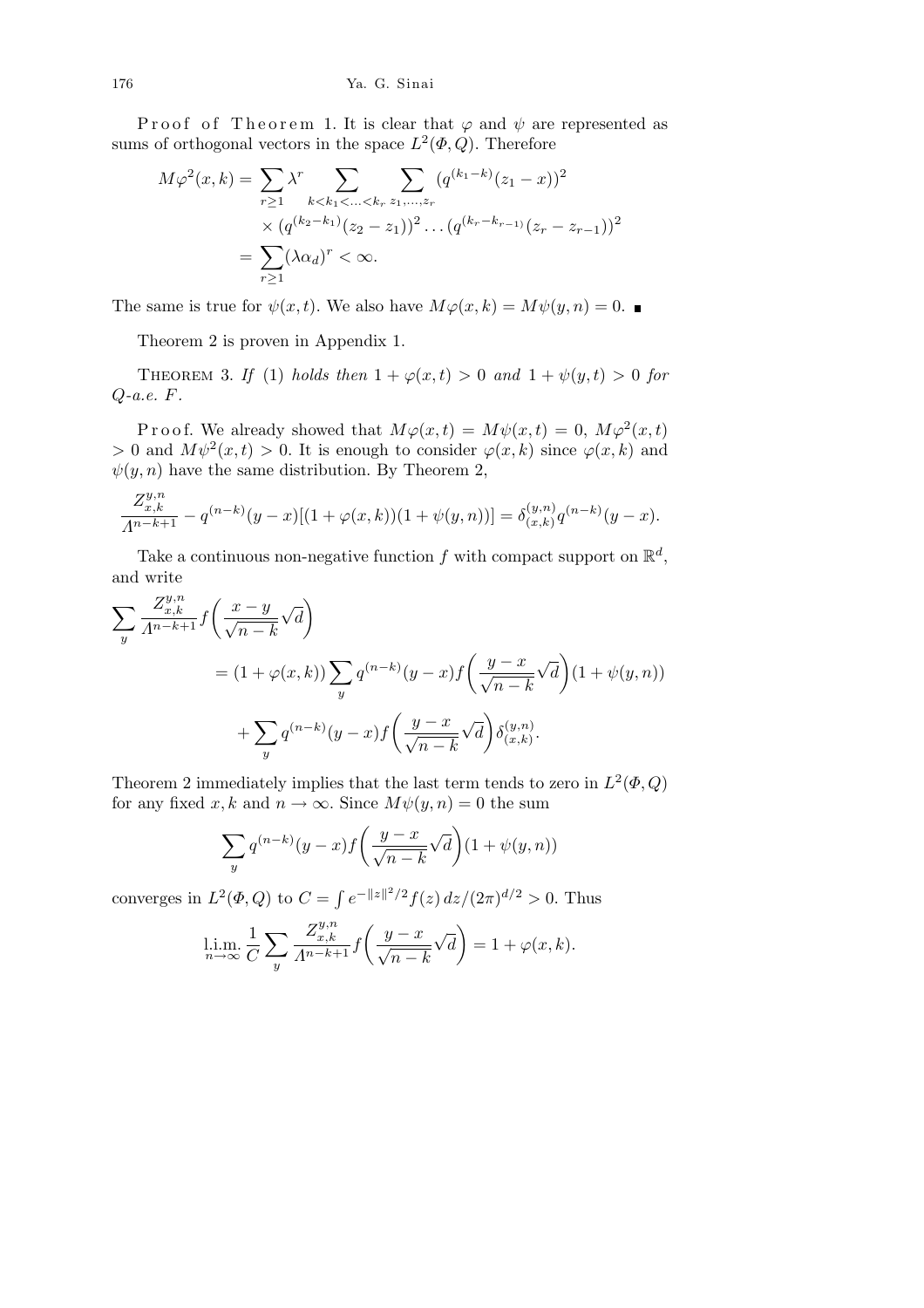Proof of Theorem 1. It is clear that $\varphi$ and $\psi$ are represented as sums of orthogonal vectors in the space $L^2(\Phi, Q)$. Therefore

$$\begin{aligned}
M\varphi^2(x,k) &= \sum_{r\ge 1} \lambda^r \sum_{k<k_1<\ldots<k_r} \sum_{z_1,\ldots,z_r} (q^{(k_1-k)}(z_1-x))^2 \\
&\quad \times (q^{(k_2-k_1)}(z_2-z_1))^2 \ldots (q^{(k_r-k_{r-1})}(z_r-z_{r-1}))^2 \\
&= \sum_{r\ge 1} (\lambda\alpha_d)^r < \infty.
\end{aligned}$$

The same is true for $\psi(x,t)$. We also have $M\varphi(x,k) = M\psi(y,n) = 0$. ■

Theorem 2 is proven in Appendix 1.

THEOREM 3. *If* (1) *holds then* $1+\varphi(x,t) > 0$ *and* $1+\psi(y,t) > 0$ *for* $Q$*-a.e.* $F$.

Proof. We already showed that $M\varphi(x,t) = M\psi(x,t) = 0$, $M\varphi^2(x,t) > 0$ and $M\psi^2(x,t) > 0$. It is enough to consider $\varphi(x,k)$ since $\varphi(x,k)$ and $\psi(y,n)$ have the same distribution. By Theorem 2,

$$\frac{Z^{y,n}_{x,k}}{\Lambda^{n-k+1}} - q^{(n-k)}(y-x)[(1+\varphi(x,k))(1+\psi(y,n))] = \delta^{(y,n)}_{(x,k)} q^{(n-k)}(y-x).$$

Take a continuous non-negative function $f$ with compact support on $\mathbb{R}^d$, and write

$$\begin{aligned}
\sum_y \frac{Z^{y,n}_{x,k}}{\Lambda^{n-k+1}} f\bigg(\frac{x-y}{\sqrt{n-k}}\sqrt{d}\bigg) &= (1+\varphi(x,k)) \sum_y q^{(n-k)}(y-x) f\bigg(\frac{y-x}{\sqrt{n-k}}\sqrt{d}\bigg)(1+\psi(y,n)) \\
&\quad + \sum_y q^{(n-k)}(y-x) f\bigg(\frac{y-x}{\sqrt{n-k}}\sqrt{d}\bigg)\delta^{(y,n)}_{(x,k)}.
\end{aligned}$$

Theorem 2 immediately implies that the last term tends to zero in $L^2(\Phi,Q)$ for any fixed $x,k$ and $n\to\infty$. Since $M\psi(y,n) = 0$ the sum

$$\sum_y q^{(n-k)}(y-x) f\bigg(\frac{y-x}{\sqrt{n-k}}\sqrt{d}\bigg)(1+\psi(y,n))$$

converges in $L^2(\Phi,Q)$ to $C = \int e^{-\|z\|^2/2} f(z)\,dz/(2\pi)^{d/2} > 0$. Thus

$$\operatorname*{l.i.m.}_{n\to\infty} \frac{1}{C} \sum_y \frac{Z^{y,n}_{x,k}}{\Lambda^{n-k+1}} f\bigg(\frac{y-x}{\sqrt{n-k}}\sqrt{d}\bigg) = 1+\varphi(x,k).$$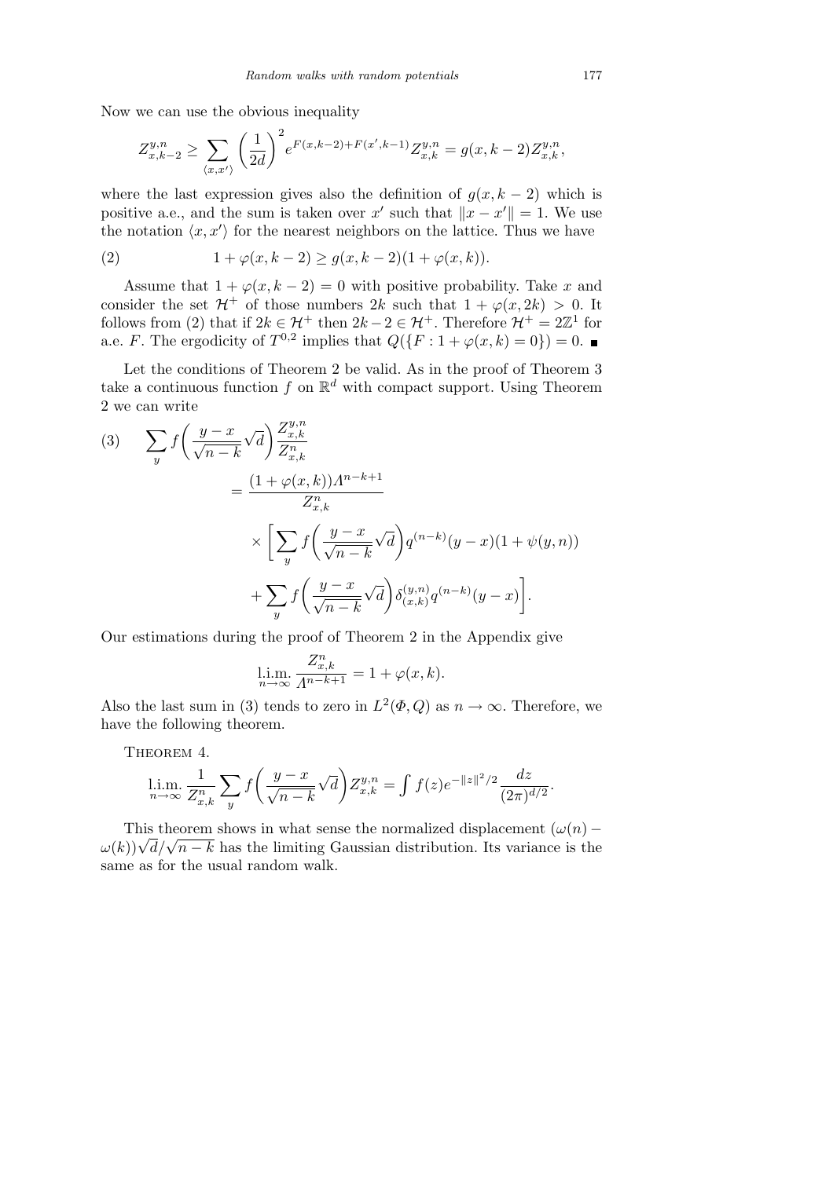Now we can use the obvious inequality

$$Z^{y,n}_{x,k-2} \geq \sum_{\langle x,x' \rangle} \left(\frac{1}{2d}\right)^2 e^{F(x,k-2)+F(x',k-1)} Z^{y,n}_{x,k} = g(x,k-2) Z^{y,n}_{x,k},$$

where the last expression gives also the definition of $g(x,k-2)$ which is positive a.e., and the sum is taken over $x'$ such that $\|x-x'\| = 1$. We use the notation $\langle x,x' \rangle$ for the nearest neighbors on the lattice. Thus we have

$$1+\varphi(x,k-2) \geq g(x,k-2)(1+\varphi(x,k)). \tag{2}$$

Assume that $1+\varphi(x,k-2) = 0$ with positive probability. Take $x$ and consider the set $\mathcal{H}^+$ of those numbers $2k$ such that $1+\varphi(x,2k) > 0$. It follows from (2) that if $2k \in \mathcal{H}^+$ then $2k-2 \in \mathcal{H}^+$. Therefore $\mathcal{H}^+ = 2\mathbb{Z}^1$ for a.e. $F$. The ergodicity of $T^{0,2}$ implies that $Q(\{F : 1+\varphi(x,k) = 0\}) = 0$. ∎

Let the conditions of Theorem 2 be valid. As in the proof of Theorem 3 take a continuous function $f$ on $\mathbb{R}^d$ with compact support. Using Theorem 2 we can write

$$\begin{aligned}
\sum_y f\bigg(\frac{y-x}{\sqrt{n-k}}\sqrt{d}\bigg) \frac{Z^{y,n}_{x,k}}{Z^n_{x,k}} &\\
= \frac{(1+\varphi(x,k))\Lambda^{n-k+1}}{Z^n_{x,k}} &\\
\times \bigg[ \sum_y f\bigg(\frac{y-x}{\sqrt{n-k}}\sqrt{d}\bigg) q^{(n-k)}(y-x)(1+\psi(y,n)) &\\
+ \sum_y f\bigg(\frac{y-x}{\sqrt{n-k}}\sqrt{d}\bigg) \delta^{(y,n)}_{(x,k)} q^{(n-k)}(y-x) \bigg]&.
\end{aligned} \tag{3}$$

Our estimations during the proof of Theorem 2 in the Appendix give

$$\operatorname*{l.i.m.}_{n\to\infty} \frac{Z^n_{x,k}}{\Lambda^{n-k+1}} = 1+\varphi(x,k).$$

Also the last sum in (3) tends to zero in $L^2(\Phi, Q)$ as $n \to \infty$. Therefore, we have the following theorem.

Theorem 4.

$$\operatorname*{l.i.m.}_{n\to\infty} \frac{1}{Z^n_{x,k}} \sum_y f\bigg(\frac{y-x}{\sqrt{n-k}}\sqrt{d}\bigg) Z^{y,n}_{x,k} = \int f(z) e^{-\|z\|^2/2} \frac{dz}{(2\pi)^{d/2}}.$$

This theorem shows in what sense the normalized displacement $(\omega(n) - \omega(k))\sqrt{d}/\sqrt{n-k}$ has the limiting Gaussian distribution. Its variance is the same as for the usual random walk.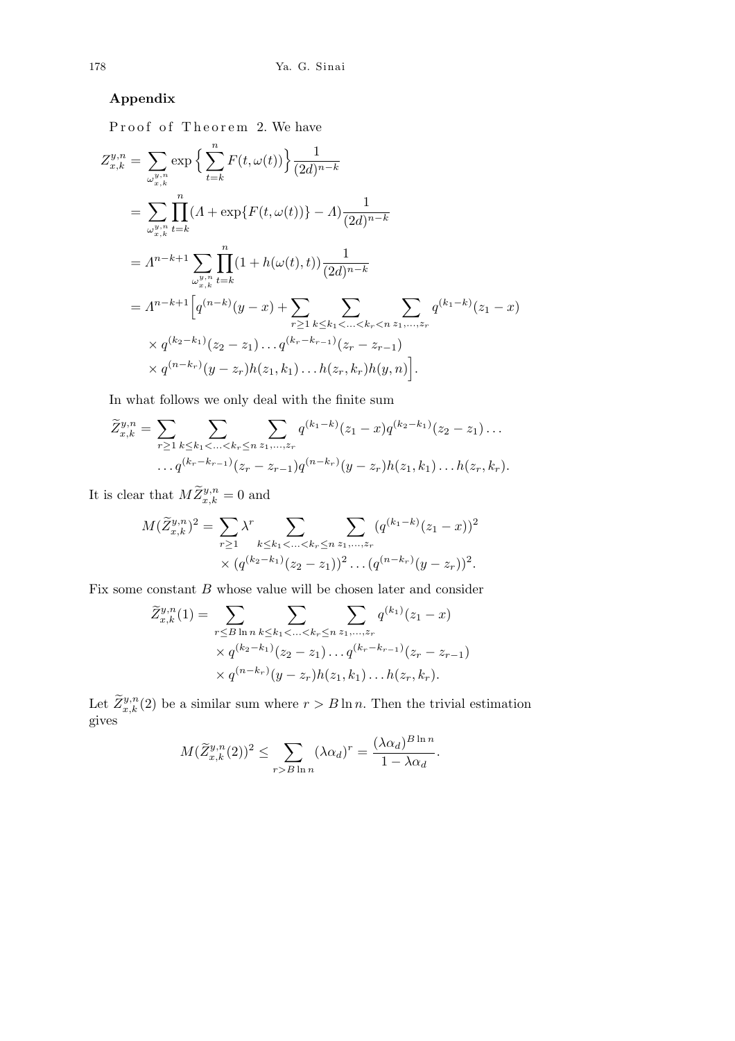## Appendix

Proof of Theorem 2. We have

$$
\begin{aligned}
Z_{x,k}^{y,n} &= \sum_{\omega_{x,k}^{y,n}} \exp\Big\{\sum_{t=k}^{n} F(t,\omega(t))\Big\}\frac{1}{(2d)^{n-k}} \\
&= \sum_{\omega_{x,k}^{y,n}} \prod_{t=k}^{n} (\Lambda + \exp\{F(t,\omega(t))\} - \Lambda)\frac{1}{(2d)^{n-k}} \\
&= \Lambda^{n-k+1} \sum_{\omega_{x,k}^{y,n}} \prod_{t=k}^{n} (1 + h(\omega(t),t))\frac{1}{(2d)^{n-k}} \\
&= \Lambda^{n-k+1}\Big[q^{(n-k)}(y-x) + \sum_{r\ge 1}\sum_{k\le k_1<\ldots<k_r<n}\sum_{z_1,\ldots,z_r} q^{(k_1-k)}(z_1-x) \\
&\quad \times q^{(k_2-k_1)}(z_2-z_1)\ldots q^{(k_r-k_{r-1})}(z_r-z_{r-1}) \\
&\quad \times q^{(n-k_r)}(y-z_r)h(z_1,k_1)\ldots h(z_r,k_r)h(y,n)\Big].
\end{aligned}
$$

In what follows we only deal with the finite sum

$$
\begin{aligned}
\widetilde{Z}_{x,k}^{y,n} = \sum_{r\ge 1}\sum_{k\le k_1<\ldots<k_r\le n}\sum_{z_1,\ldots,z_r} & q^{(k_1-k)}(z_1-x)q^{(k_2-k_1)}(z_2-z_1)\ldots \\
&\ldots q^{(k_r-k_{r-1})}(z_r-z_{r-1})q^{(n-k_r)}(y-z_r)h(z_1,k_1)\ldots h(z_r,k_r).
\end{aligned}
$$

It is clear that $M\widetilde{Z}_{x,k}^{y,n} = 0$ and

$$
\begin{aligned}
M(\widetilde{Z}_{x,k}^{y,n})^2 = \sum_{r\ge 1}\lambda^r \sum_{k\le k_1<\ldots<k_r\le n}\sum_{z_1,\ldots,z_r} & (q^{(k_1-k)}(z_1-x))^2 \\
&\times (q^{(k_2-k_1)}(z_2-z_1))^2\ldots(q^{(n-k_r)}(y-z_r))^2.
\end{aligned}
$$

Fix some constant $B$ whose value will be chosen later and consider

$$
\begin{aligned}
\widetilde{Z}_{x,k}^{y,n}(1) = \sum_{r\le B\ln n}\sum_{k\le k_1<\ldots<k_r\le n}\sum_{z_1,\ldots,z_r} & q^{(k_1)}(z_1-x) \\
&\times q^{(k_2-k_1)}(z_2-z_1)\ldots q^{(k_r-k_{r-1})}(z_r-z_{r-1}) \\
&\times q^{(n-k_r)}(y-z_r)h(z_1,k_1)\ldots h(z_r,k_r).
\end{aligned}
$$

Let $\widetilde{Z}_{x,k}^{y,n}(2)$ be a similar sum where $r > B\ln n$. Then the trivial estimation gives

$$
M(\widetilde{Z}_{x,k}^{y,n}(2))^2 \le \sum_{r>B\ln n}(\lambda\alpha_d)^r = \frac{(\lambda\alpha_d)^{B\ln n}}{1-\lambda\alpha_d}.
$$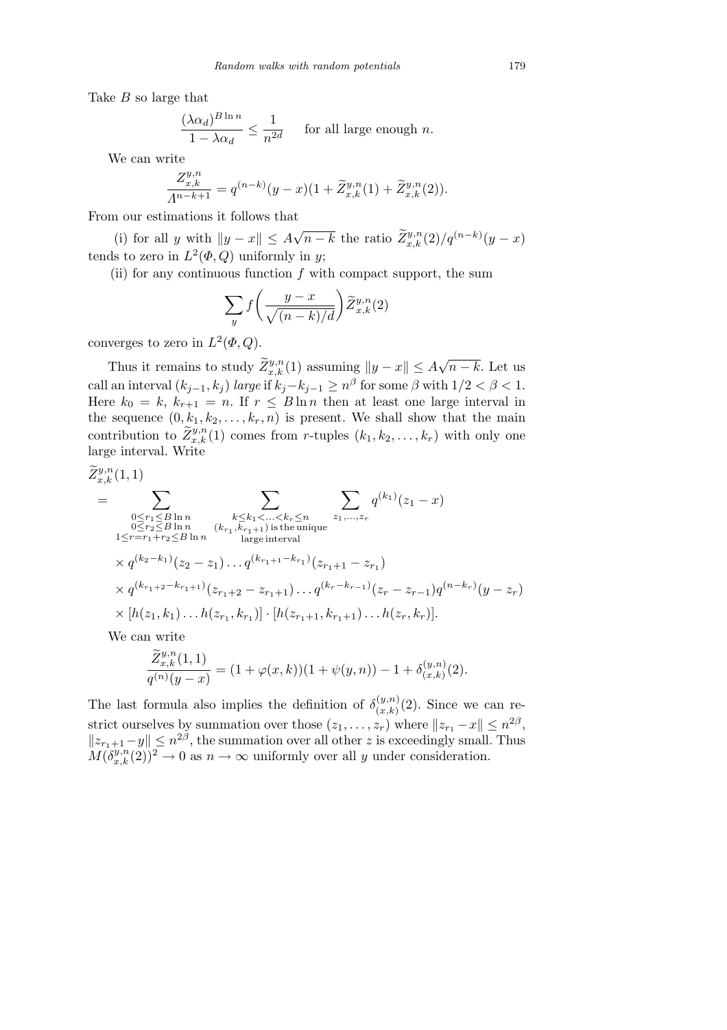Take $B$ so large that

$$\frac{(\lambda\alpha_d)^{B\ln n}}{1-\lambda\alpha_d} \le \frac{1}{n^{2d}} \quad \text{for all large enough } n.$$

We can write

$$\frac{Z_{x,k}^{y,n}}{\Lambda^{n-k+1}} = q^{(n-k)}(y-x)(1+\widetilde{Z}_{x,k}^{y,n}(1)+\widetilde{Z}_{x,k}^{y,n}(2)).$$

From our estimations it follows that

(i) for all $y$ with $\|y-x\| \le A\sqrt{n-k}$ the ratio $\widetilde{Z}_{x,k}^{y,n}(2)/q^{(n-k)}(y-x)$ tends to zero in $L^2(\Phi, Q)$ uniformly in $y$;

(ii) for any continuous function $f$ with compact support, the sum

$$\sum_y f\bigg(\frac{y-x}{\sqrt{(n-k)/d}}\bigg)\widetilde{Z}_{x,k}^{y,n}(2)$$

converges to zero in $L^2(\Phi, Q)$.

Thus it remains to study $\widetilde{Z}_{x,k}^{y,n}(1)$ assuming $\|y-x\| \le A\sqrt{n-k}$. Let us call an interval $(k_{j-1}, k_j)$ *large* if $k_j - k_{j-1} \ge n^\beta$ for some $\beta$ with $1/2 < \beta < 1$. Here $k_0 = k$, $k_{r+1} = n$. If $r \le B\ln n$ then at least one large interval in the sequence $(0, k_1, k_2, \dots, k_r, n)$ is present. We shall show that the main contribution to $\widetilde{Z}_{x,k}^{y,n}(1)$ comes from $r$-tuples $(k_1, k_2, \dots, k_r)$ with only one large interval. Write

$$\begin{aligned}
&\widetilde{Z}_{x,k}^{y,n}(1,1) \\
&= \sum_{\substack{0\le r_1\le B\ln n\\ 0\le r_2\le B\ln n\\ 1\le r=r_1+r_2\le B\ln n}} \sum_{\substack{k\le k_1<\ldots<k_r\le n\\ (k_{r_1},k_{r_1+1})\text{ is the unique}\\ \text{large interval}}} \sum_{z_1,\ldots,z_r} q^{(k_1)}(z_1-x) \\
&\quad\times q^{(k_2-k_1)}(z_2-z_1)\ldots q^{(k_{r_1+1}-k_{r_1})}(z_{r_1+1}-z_{r_1}) \\
&\quad\times q^{(k_{r_1+2}-k_{r_1+1})}(z_{r_1+2}-z_{r_1+1})\ldots q^{(k_r-k_{r-1})}(z_r-z_{r-1})q^{(n-k_r)}(y-z_r) \\
&\quad\times [h(z_1,k_1)\ldots h(z_{r_1},k_{r_1})]\cdot[h(z_{r_1+1},k_{r_1+1})\ldots h(z_r,k_r)].
\end{aligned}$$

We can write

$$\frac{\widetilde{Z}_{x,k}^{y,n}(1,1)}{q^{(n)}(y-x)} = (1+\varphi(x,k))(1+\psi(y,n)) - 1 + \delta_{(x,k)}^{(y,n)}(2).$$

The last formula also implies the definition of $\delta_{(x,k)}^{(y,n)}(2)$. Since we can restrict ourselves by summation over those $(z_1, \dots, z_r)$ where $\|z_{r_1} - x\| \le n^{2\beta}$, $\|z_{r_1+1} - y\| \le n^{2\beta}$, the summation over all other $z$ is exceedingly small. Thus $M(\delta_{x,k}^{y,n}(2))^2 \to 0$ as $n \to \infty$ uniformly over all $y$ under consideration.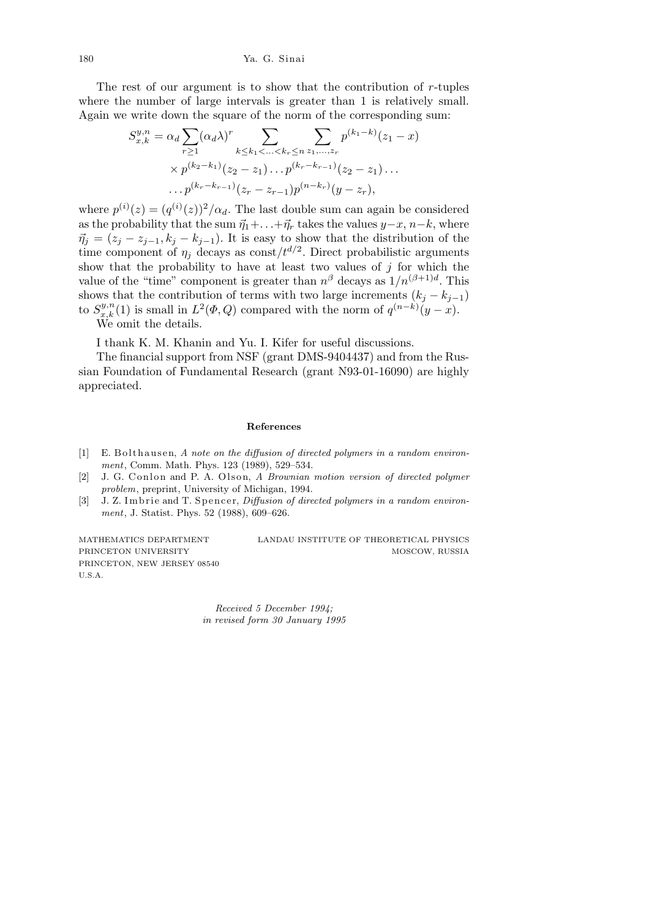The rest of our argument is to show that the contribution of $r$-tuples where the number of large intervals is greater than 1 is relatively small. Again we write down the square of the norm of the corresponding sum:

$$
\begin{aligned}
S_{x,k}^{y,n} = \alpha_d \sum_{r\geq 1} (\alpha_d \lambda)^r \sum_{k\leq k_1<\ldots<k_r\leq n} \sum_{z_1,\ldots,z_r} p^{(k_1-k)}(z_1-x) \\
\times p^{(k_2-k_1)}(z_2-z_1)\ldots p^{(k_r-k_{r-1})}(z_2-z_1)\ldots \\
\ldots p^{(k_r-k_{r-1})}(z_r-z_{r-1})p^{(n-k_r)}(y-z_r),
\end{aligned}
$$

where $p^{(i)}(z) = (q^{(i)}(z))^2/\alpha_d$. The last double sum can again be considered as the probability that the sum $\vec{\eta}_1+\ldots+\vec{\eta}_r$ takes the values $y-x$, $n-k$, where $\vec{\eta}_j = (z_j - z_{j-1}, k_j - k_{j-1})$. It is easy to show that the distribution of the time component of $\eta_j$ decays as $\mathrm{const}/t^{d/2}$. Direct probabilistic arguments show that the probability to have at least two values of $j$ for which the value of the "time" component is greater than $n^\beta$ decays as $1/n^{(\beta+1)d}$. This shows that the contribution of terms with two large increments $(k_j - k_{j-1})$ to $S_{x,k}^{y,n}(1)$ is small in $L^2(\Phi, Q)$ compared with the norm of $q^{(n-k)}(y-x)$.

We omit the details.

I thank K. M. Khanin and Yu. I. Kifer for useful discussions.

The financial support from NSF (grant DMS-9404437) and from the Russian Foundation of Fundamental Research (grant N93-01-16090) are highly appreciated.

#### References

[1] E. Bolthausen, *A note on the diffusion of directed polymers in a random environment*, Comm. Math. Phys. 123 (1989), 529–534.

[2] J. G. Conlon and P. A. Olson, *A Brownian motion version of directed polymer problem*, preprint, University of Michigan, 1994.

[3] J. Z. Imbrie and T. Spencer, *Diffusion of directed polymers in a random environment*, J. Statist. Phys. 52 (1988), 609–626.

MATHEMATICS DEPARTMENT
PRINCETON UNIVERSITY
PRINCETON, NEW JERSEY 08540
U.S.A.

LANDAU INSTITUTE OF THEORETICAL PHYSICS
MOSCOW, RUSSIA

*Received 5 December 1994;*
*in revised form 30 January 1995*